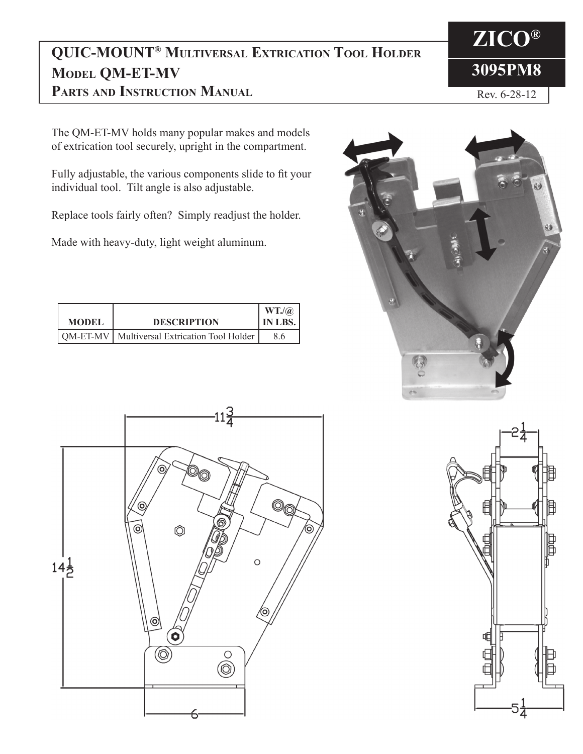# QUIC-MOUNT® Multiversal Extrication Tool Holder
# Model QM-ET-MV
# Parts and Instruction Manual

**ZICO®**

**3095PM8**

Rev. 6-28-12

The QM-ET-MV holds many popular makes and models of extrication tool securely, upright in the compartment.

Fully adjustable, the various components slide to fit your individual tool. Tilt angle is also adjustable.

Replace tools fairly often? Simply readjust the holder.

Made with heavy-duty, light weight aluminum.

| MODEL | DESCRIPTION | WT./@ IN LBS. |
|---|---|---|
| QM-ET-MV | Multiversal Extrication Tool Holder | 8.6 |

11 3/4

14 1/2

6

2 1/4

5 1/4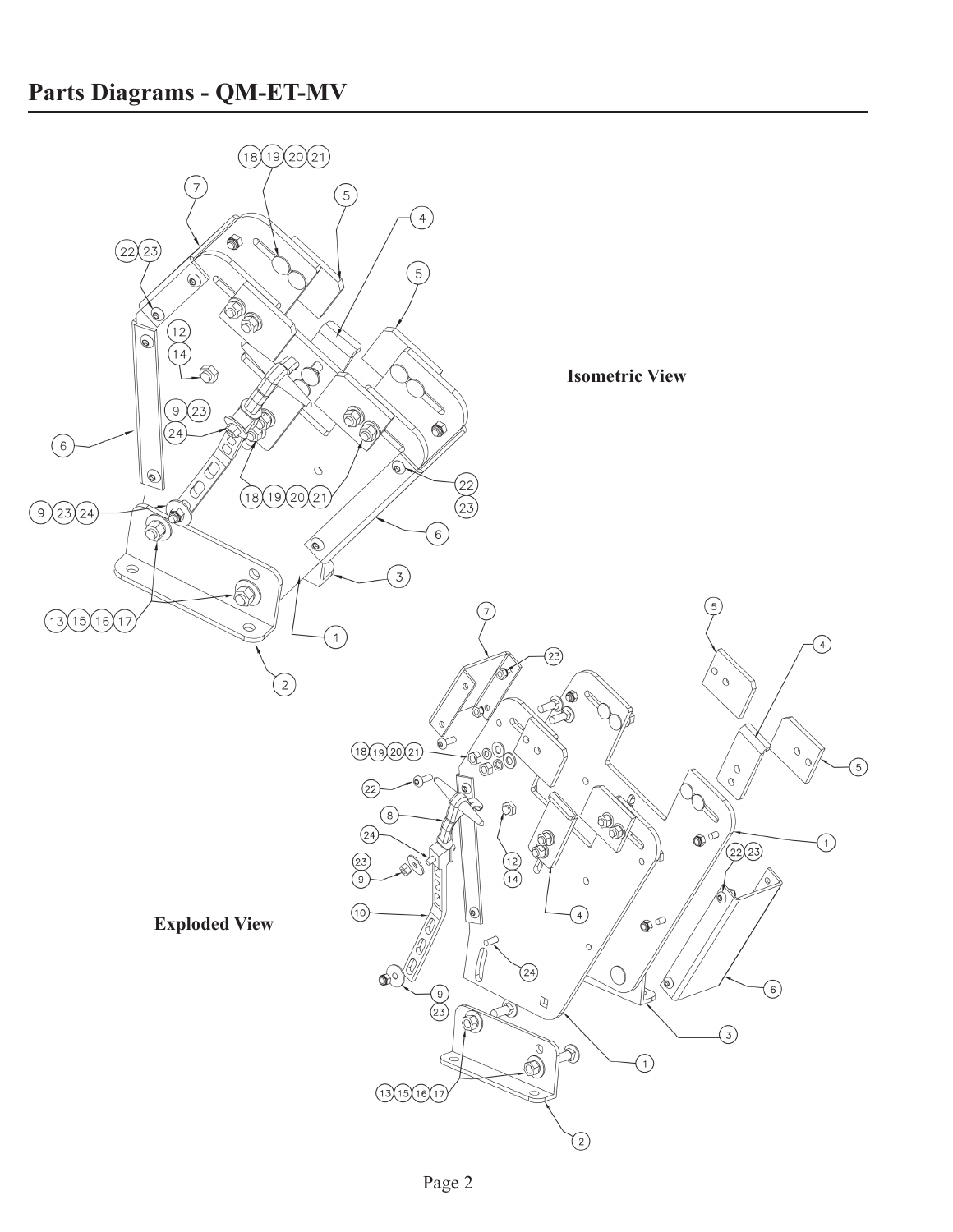# Parts Diagrams - QM-ET-MV

**Isometric View**

**Exploded View**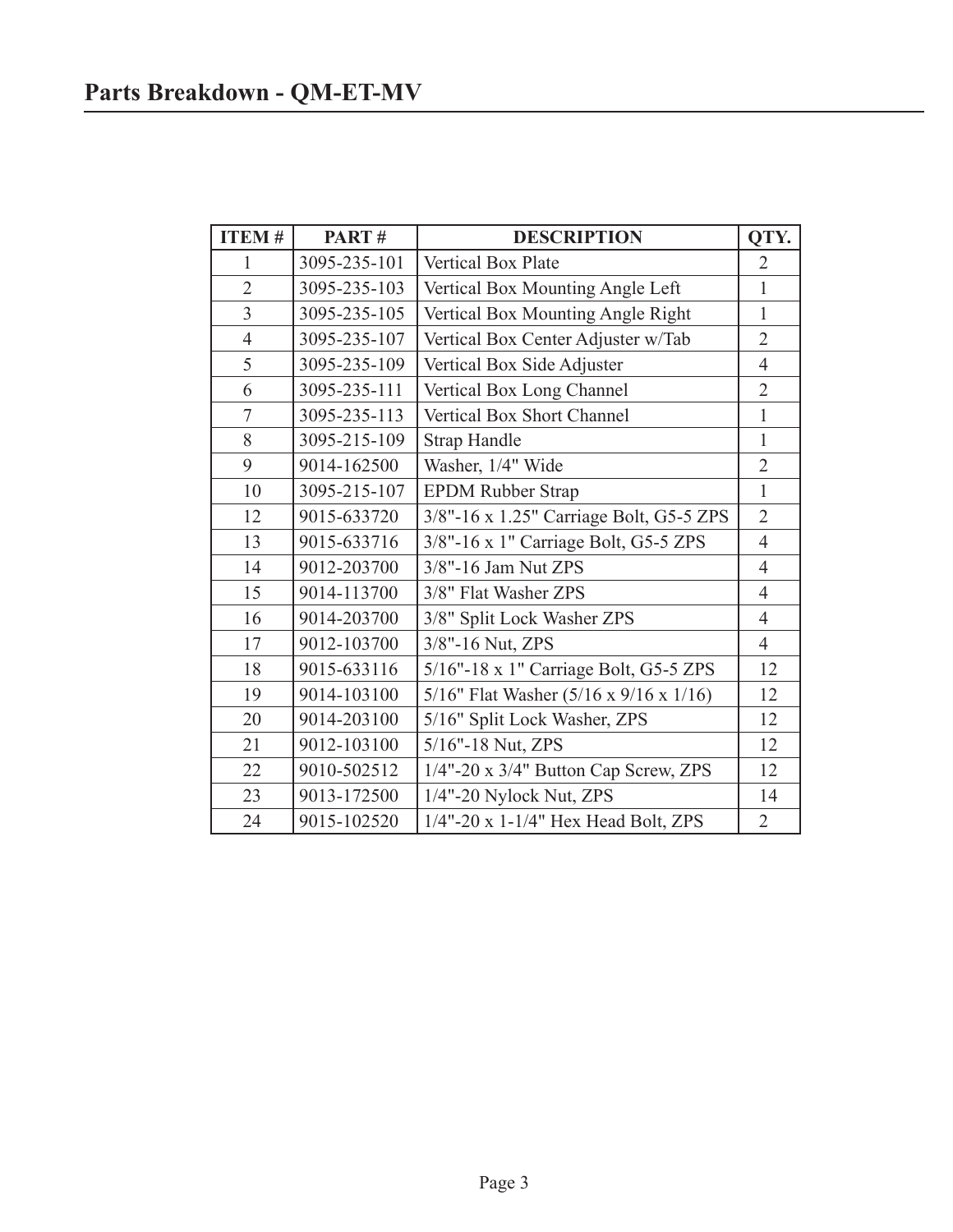# Parts Breakdown - QM-ET-MV

| ITEM # | PART # | DESCRIPTION | QTY. |
|---|---|---|---|
| 1 | 3095-235-101 | Vertical Box Plate | 2 |
| 2 | 3095-235-103 | Vertical Box Mounting Angle Left | 1 |
| 3 | 3095-235-105 | Vertical Box Mounting Angle Right | 1 |
| 4 | 3095-235-107 | Vertical Box Center Adjuster w/Tab | 2 |
| 5 | 3095-235-109 | Vertical Box Side Adjuster | 4 |
| 6 | 3095-235-111 | Vertical Box Long Channel | 2 |
| 7 | 3095-235-113 | Vertical Box Short Channel | 1 |
| 8 | 3095-215-109 | Strap Handle | 1 |
| 9 | 9014-162500 | Washer, 1/4" Wide | 2 |
| 10 | 3095-215-107 | EPDM Rubber Strap | 1 |
| 12 | 9015-633720 | 3/8"-16 x 1.25" Carriage Bolt, G5-5 ZPS | 2 |
| 13 | 9015-633716 | 3/8"-16 x 1" Carriage Bolt, G5-5 ZPS | 4 |
| 14 | 9012-203700 | 3/8"-16 Jam Nut ZPS | 4 |
| 15 | 9014-113700 | 3/8" Flat Washer ZPS | 4 |
| 16 | 9014-203700 | 3/8" Split Lock Washer ZPS | 4 |
| 17 | 9012-103700 | 3/8"-16 Nut, ZPS | 4 |
| 18 | 9015-633116 | 5/16"-18 x 1" Carriage Bolt, G5-5 ZPS | 12 |
| 19 | 9014-103100 | 5/16" Flat Washer (5/16 x 9/16 x 1/16) | 12 |
| 20 | 9014-203100 | 5/16" Split Lock Washer, ZPS | 12 |
| 21 | 9012-103100 | 5/16"-18 Nut, ZPS | 12 |
| 22 | 9010-502512 | 1/4"-20 x 3/4" Button Cap Screw, ZPS | 12 |
| 23 | 9013-172500 | 1/4"-20 Nylock Nut, ZPS | 14 |
| 24 | 9015-102520 | 1/4"-20 x 1-1/4" Hex Head Bolt, ZPS | 2 |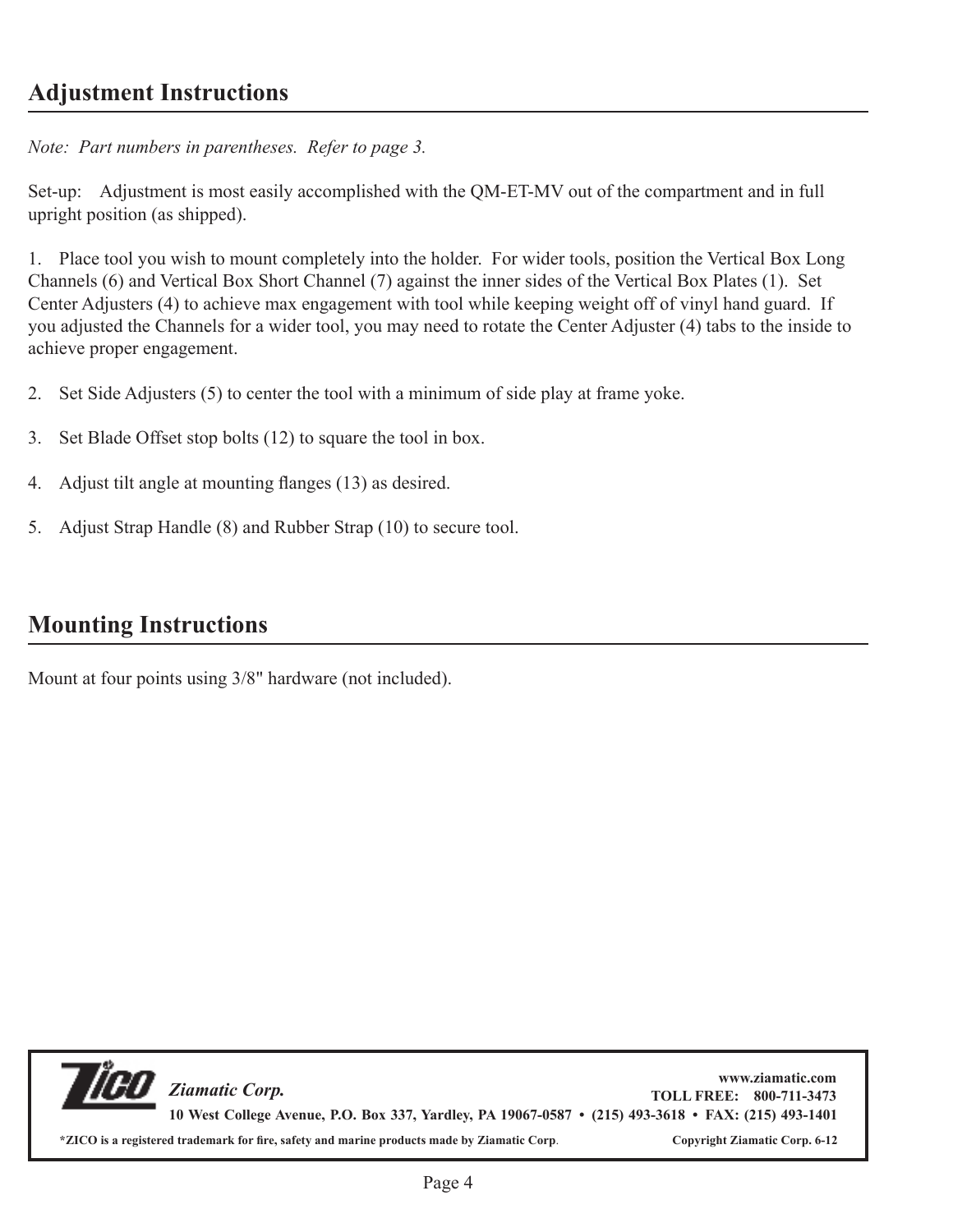## Adjustment Instructions

*Note: Part numbers in parentheses. Refer to page 3.*

Set-up: Adjustment is most easily accomplished with the QM-ET-MV out of the compartment and in full upright position (as shipped).

1. Place tool you wish to mount completely into the holder. For wider tools, position the Vertical Box Long Channels (6) and Vertical Box Short Channel (7) against the inner sides of the Vertical Box Plates (1). Set Center Adjusters (4) to achieve max engagement with tool while keeping weight off of vinyl hand guard. If you adjusted the Channels for a wider tool, you may need to rotate the Center Adjuster (4) tabs to the inside to achieve proper engagement.

2. Set Side Adjusters (5) to center the tool with a minimum of side play at frame yoke.

3. Set Blade Offset stop bolts (12) to square the tool in box.

4. Adjust tilt angle at mounting flanges (13) as desired.

5. Adjust Strap Handle (8) and Rubber Strap (10) to secure tool.

## Mounting Instructions

Mount at four points using 3/8" hardware (not included).

**ZICO** *Ziamatic Corp.*

**www.ziamatic.com**
**TOLL FREE: 800-711-3473**
**10 West College Avenue, P.O. Box 337, Yardley, PA 19067-0587 • (215) 493-3618 • FAX: (215) 493-1401**

**\*ZICO is a registered trademark for fire, safety and marine products made by Ziamatic Corp.** **Copyright Ziamatic Corp. 6-12**